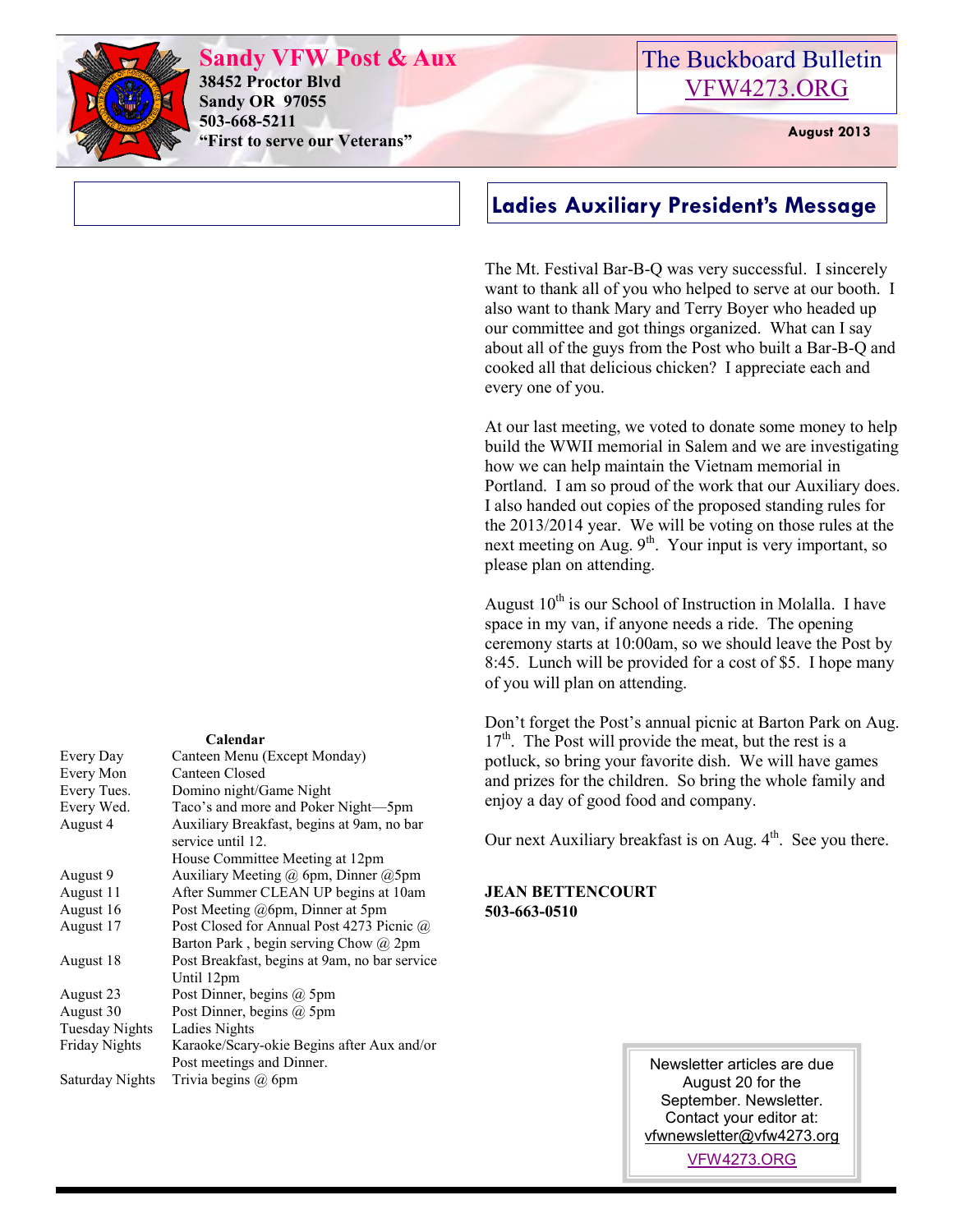# Sandy VFW Post & Aux

**38452 Proctor Blvd**
**Sandy OR 97055**
**503-668-5211**
**"First to serve our Veterans"**

The Buckboard Bulletin
VFW4273.ORG

**August 2013**

## Ladies Auxiliary President's Message

The Mt. Festival Bar-B-Q was very successful. I sincerely want to thank all of you who helped to serve at our booth. I also want to thank Mary and Terry Boyer who headed up our committee and got things organized. What can I say about all of the guys from the Post who built a Bar-B-Q and cooked all that delicious chicken? I appreciate each and every one of you.

At our last meeting, we voted to donate some money to help build the WWII memorial in Salem and we are investigating how we can help maintain the Vietnam memorial in Portland. I am so proud of the work that our Auxiliary does. I also handed out copies of the proposed standing rules for the 2013/2014 year. We will be voting on those rules at the next meeting on Aug. 9th. Your input is very important, so please plan on attending.

August 10th is our School of Instruction in Molalla. I have space in my van, if anyone needs a ride. The opening ceremony starts at 10:00am, so we should leave the Post by 8:45. Lunch will be provided for a cost of $5. I hope many of you will plan on attending.

Don't forget the Post's annual picnic at Barton Park on Aug. 17th. The Post will provide the meat, but the rest is a potluck, so bring your favorite dish. We will have games and prizes for the children. So bring the whole family and enjoy a day of good food and company.

Our next Auxiliary breakfast is on Aug. 4th. See you there.

**JEAN BETTENCOURT**
**503-663-0510**

**Calendar**

| | |
|---|---|
| Every Day | Canteen Menu (Except Monday) |
| Every Mon | Canteen Closed |
| Every Tues. | Domino night/Game Night |
| Every Wed. | Taco's and more and Poker Night—5pm |
| August 4 | Auxiliary Breakfast, begins at 9am, no bar service until 12. House Committee Meeting at 12pm |
| August 9 | Auxiliary Meeting @ 6pm, Dinner @5pm |
| August 11 | After Summer CLEAN UP begins at 10am |
| August 16 | Post Meeting @6pm, Dinner at 5pm |
| August 17 | Post Closed for Annual Post 4273 Picnic @ Barton Park , begin serving Chow @ 2pm |
| August 18 | Post Breakfast, begins at 9am, no bar service Until 12pm |
| August 23 | Post Dinner, begins @ 5pm |
| August 30 | Post Dinner, begins @ 5pm |
| Tuesday Nights | Ladies Nights |
| Friday Nights | Karaoke/Scary-okie Begins after Aux and/or Post meetings and Dinner. |
| Saturday Nights | Trivia begins @ 6pm |

Newsletter articles are due August 20 for the September. Newsletter. Contact your editor at: vfwnewsletter@vfw4273.org

VFW4273.ORG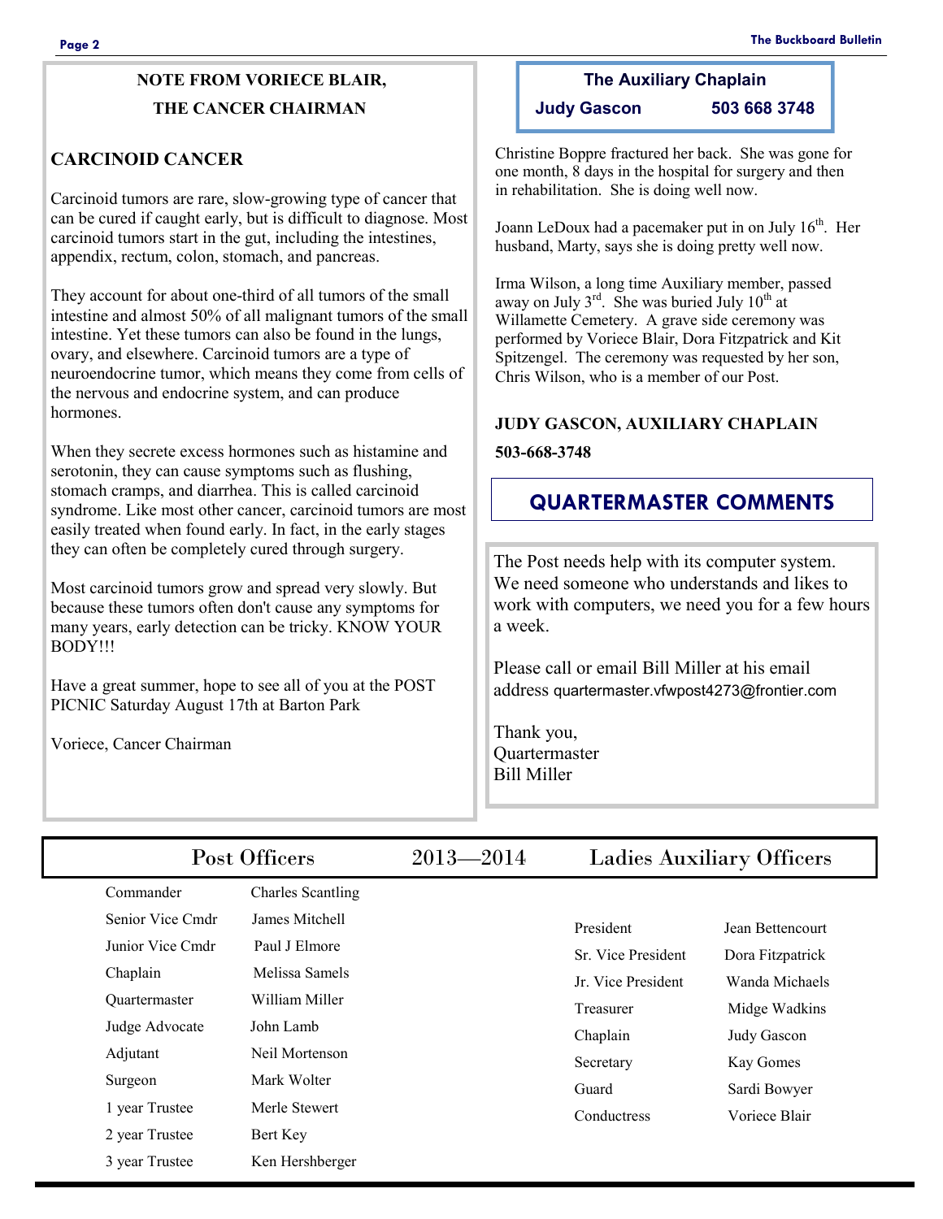## NOTE FROM VORIECE BLAIR, THE CANCER CHAIRMAN

### CARCINOID CANCER

Carcinoid tumors are rare, slow-growing type of cancer that can be cured if caught early, but is difficult to diagnose. Most carcinoid tumors start in the gut, including the intestines, appendix, rectum, colon, stomach, and pancreas.

They account for about one-third of all tumors of the small intestine and almost 50% of all malignant tumors of the small intestine. Yet these tumors can also be found in the lungs, ovary, and elsewhere. Carcinoid tumors are a type of neuroendocrine tumor, which means they come from cells of the nervous and endocrine system, and can produce hormones.

When they secrete excess hormones such as histamine and serotonin, they can cause symptoms such as flushing, stomach cramps, and diarrhea. This is called carcinoid syndrome. Like most other cancer, carcinoid tumors are most easily treated when found early. In fact, in the early stages they can often be completely cured through surgery.

Most carcinoid tumors grow and spread very slowly. But because these tumors often don't cause any symptoms for many years, early detection can be tricky. KNOW YOUR BODY!!!

Have a great summer, hope to see all of you at the POST PICNIC Saturday August 17th at Barton Park

Voriece, Cancer Chairman

## The Auxiliary Chaplain

**Judy Gascon 503 668 3748**

Christine Boppre fractured her back. She was gone for one month, 8 days in the hospital for surgery and then in rehabilitation. She is doing well now.

Joann LeDoux had a pacemaker put in on July 16th. Her husband, Marty, says she is doing pretty well now.

Irma Wilson, a long time Auxiliary member, passed away on July 3rd. She was buried July 10th at Willamette Cemetery. A grave side ceremony was performed by Voriece Blair, Dora Fitzpatrick and Kit Spitzengel. The ceremony was requested by her son, Chris Wilson, who is a member of our Post.

**JUDY GASCON, AUXILIARY CHAPLAIN**

**503-668-3748**

## QUARTERMASTER COMMENTS

The Post needs help with its computer system. We need someone who understands and likes to work with computers, we need you for a few hours a week.

Please call or email Bill Miller at his email address quartermaster.vfwpost4273@frontier.com

Thank you,
Quartermaster
Bill Miller

## Post Officers 2013—2014 Ladies Auxiliary Officers

### Post Officers

| Office | Name |
|---|---|
| Commander | Charles Scantling |
| Senior Vice Cmdr | James Mitchell |
| Junior Vice Cmdr | Paul J Elmore |
| Chaplain | Melissa Samels |
| Quartermaster | William Miller |
| Judge Advocate | John Lamb |
| Adjutant | Neil Mortenson |
| Surgeon | Mark Wolter |
| 1 year Trustee | Merle Stewert |
| 2 year Trustee | Bert Key |
| 3 year Trustee | Ken Hershberger |

### Ladies Auxiliary Officers

| Office | Name |
|---|---|
| President | Jean Bettencourt |
| Sr. Vice President | Dora Fitzpatrick |
| Jr. Vice President | Wanda Michaels |
| Treasurer | Midge Wadkins |
| Chaplain | Judy Gascon |
| Secretary | Kay Gomes |
| Guard | Sardi Bowyer |
| Conductress | Voriece Blair |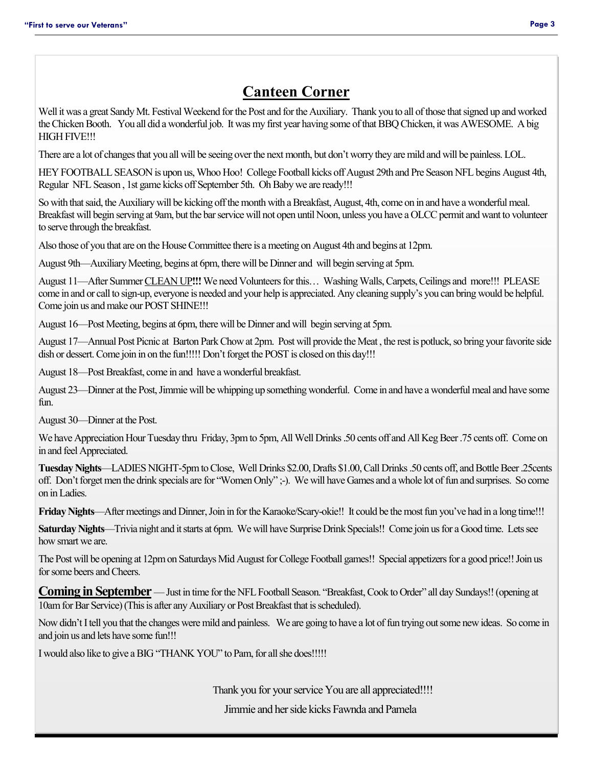## Canteen Corner

Well it was a great Sandy Mt. Festival Weekend for the Post and for the Auxiliary. Thank you to all of those that signed up and worked the Chicken Booth. You all did a wonderful job. It was my first year having some of that BBQ Chicken, it was AWESOME. A big HIGH FIVE!!!

There are a lot of changes that you all will be seeing over the next month, but don't worry they are mild and will be painless. LOL.

HEY FOOTBALL SEASON is upon us, Whoo Hoo! College Football kicks off August 29th and Pre Season NFL begins August 4th, Regular NFL Season , 1st game kicks off September 5th. Oh Baby we are ready!!!

So with that said, the Auxiliary will be kicking off the month with a Breakfast, August, 4th, come on in and have a wonderful meal. Breakfast will begin serving at 9am, but the bar service will not open until Noon, unless you have a OLCC permit and want to volunteer to serve through the breakfast.

Also those of you that are on the House Committee there is a meeting on August 4th and begins at 12pm.

August 9th—Auxiliary Meeting, begins at 6pm, there will be Dinner and will begin serving at 5pm.

August 11—After Summer CLEAN UP**!!!** We need Volunteers for this… Washing Walls, Carpets, Ceilings and more!!! PLEASE come in and or call to sign-up, everyone is needed and your help is appreciated. Any cleaning supply's you can bring would be helpful. Come join us and make our POST SHINE!!!

August 16—Post Meeting, begins at 6pm, there will be Dinner and will begin serving at 5pm.

August 17—Annual Post Picnic at Barton Park Chow at 2pm. Post will provide the Meat , the rest is potluck, so bring your favorite side dish or dessert. Come join in on the fun!!!!! Don't forget the POST is closed on this day!!!

August 18—Post Breakfast, come in and have a wonderful breakfast.

August 23—Dinner at the Post, Jimmie will be whipping up something wonderful. Come in and have a wonderful meal and have some fun.

August 30—Dinner at the Post.

We have Appreciation Hour Tuesday thru Friday, 3pm to 5pm, All Well Drinks .50 cents off and All Keg Beer .75 cents off. Come on in and feel Appreciated.

**Tuesday Nights**—LADIES NIGHT-5pm to Close, Well Drinks $2.00, Drafts $1.00, Call Drinks .50 cents off, and Bottle Beer .25cents off. Don't forget men the drink specials are for "Women Only" ;-). We will have Games and a whole lot of fun and surprises. So come on in Ladies.

**Friday Nights**—After meetings and Dinner, Join in for the Karaoke/Scary-okie!! It could be the most fun you've had in a long time!!!

**Saturday Nights**—Trivia night and it starts at 6pm. We will have Surprise Drink Specials!! Come join us for a Good time. Lets see how smart we are.

The Post will be opening at 12pm on Saturdays Mid August for College Football games!! Special appetizers for a good price!! Join us for some beers and Cheers.

**Coming in September** — Just in time for the NFL Football Season. "Breakfast, Cook to Order" all day Sundays!! (opening at 10am for Bar Service) (This is after any Auxiliary or Post Breakfast that is scheduled).

Now didn't I tell you that the changes were mild and painless. We are going to have a lot of fun trying out some new ideas. So come in and join us and lets have some fun!!!

I would also like to give a BIG "THANK YOU" to Pam, for all she does!!!!!

Thank you for your service You are all appreciated!!!!

Jimmie and her side kicks Fawnda and Pamela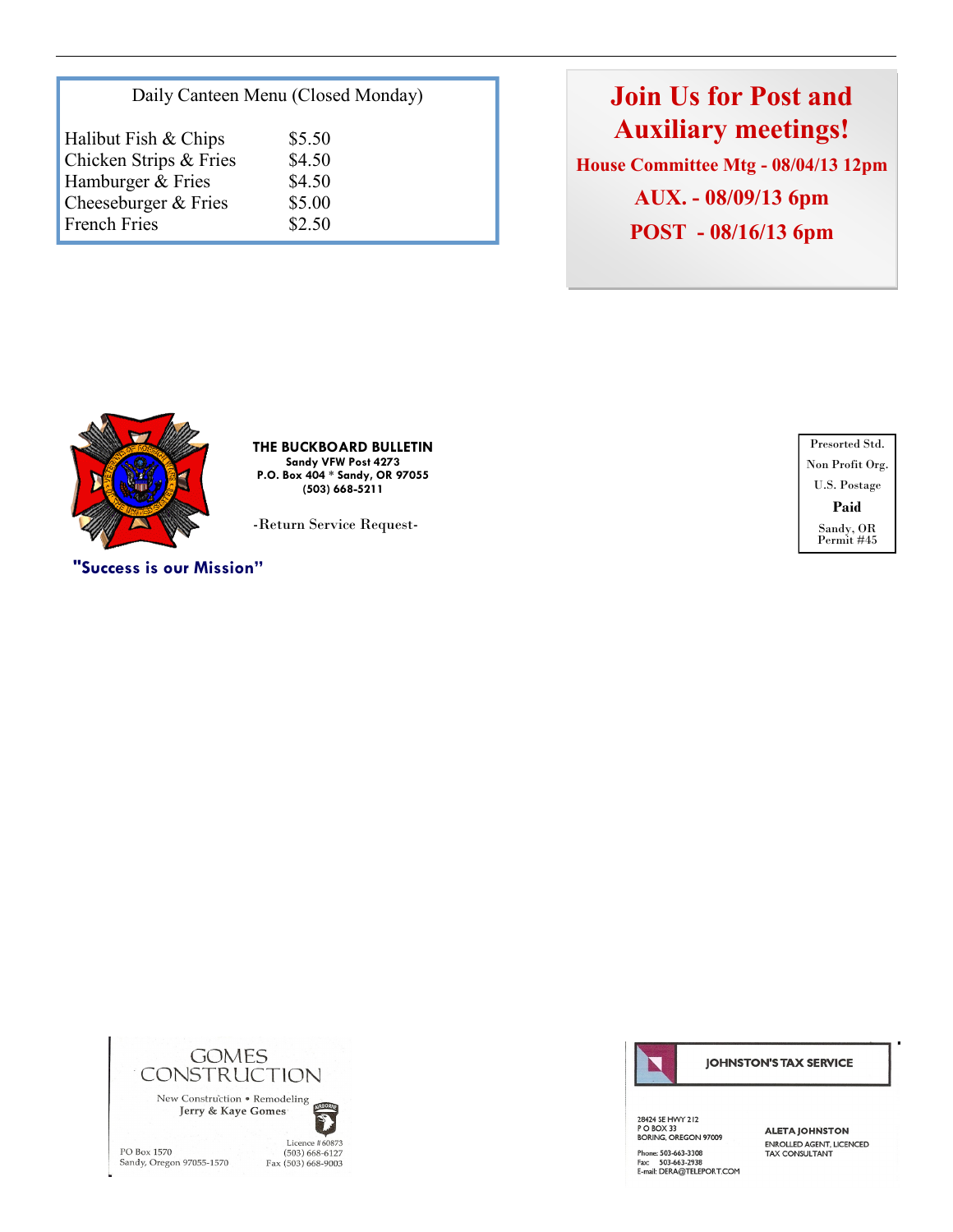Daily Canteen Menu (Closed Monday)

| | |
|---|---|
| Halibut Fish & Chips | $5.50 |
| Chicken Strips & Fries | $4.50 |
| Hamburger & Fries | $4.50 |
| Cheeseburger & Fries | $5.00 |
| French Fries | $2.50 |

## Join Us for Post and Auxiliary meetings!

**House Committee Mtg - 08/04/13 12pm**

**AUX. - 08/09/13 6pm**

**POST - 08/16/13 6pm**

**THE BUCKBOARD BULLETIN**
**Sandy VFW Post 4273**
**P.O. Box 404 * Sandy, OR 97055**
**(503) 668-5211**

-Return Service Request-

**"Success is our Mission"**

Presorted Std.
Non Profit Org.
U.S. Postage
**Paid**
Sandy, OR
Permit #45

GOMES CONSTRUCTION
New Construction • Remodeling
Jerry & Kaye Gomes
PO Box 1570
Sandy, Oregon 97055-1570
Licence # 60873
(503) 668-6127
Fax (503) 668-9003

JOHNSTON'S TAX SERVICE
28424 SE HWY 212
P O BOX 33
BORING, OREGON 97009
Phone: 503-663-3308
Fax: 503-663-2938
E-mail: DERA@TELEPORT.COM
ALETA JOHNSTON
ENROLLED AGENT, LICENCED TAX CONSULTANT